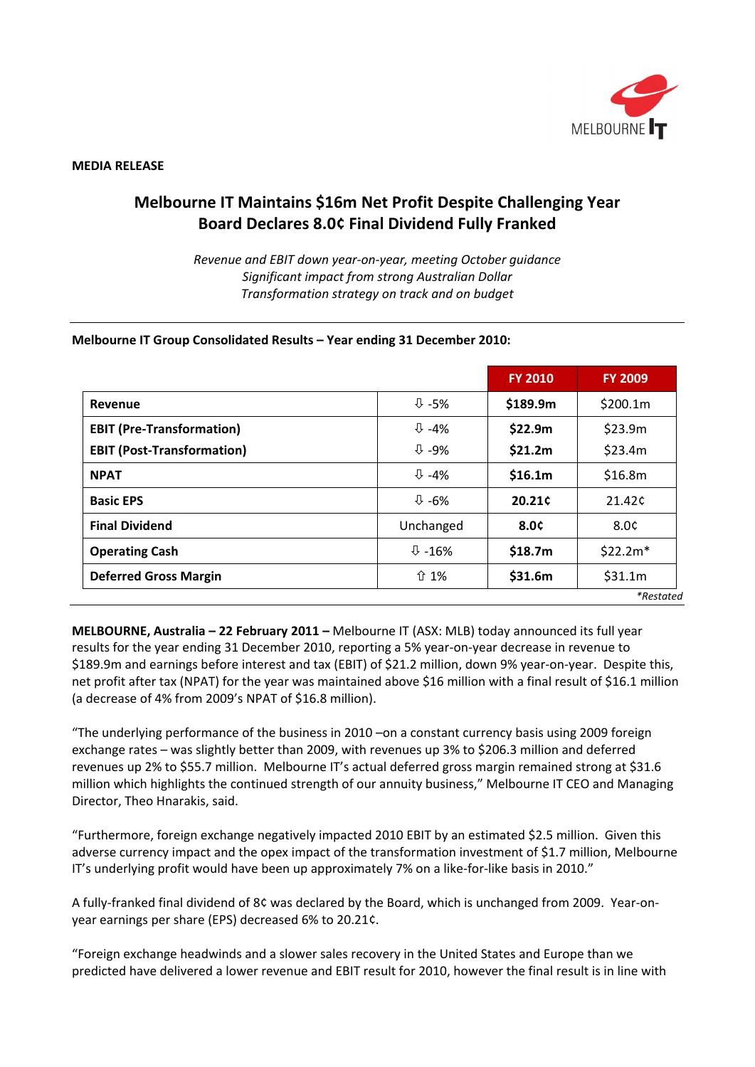**MEDIA RELEASE**

# Melbourne IT Maintains $16m Net Profit Despite Challenging Year
# Board Declares 8.0¢ Final Dividend Fully Franked

*Revenue and EBIT down year-on-year, meeting October guidance*
*Significant impact from strong Australian Dollar*
*Transformation strategy on track and on budget*

**Melbourne IT Group Consolidated Results – Year ending 31 December 2010:**

| | | FY 2010 | FY 2009 |
|---|---|---|---|
| **Revenue** | ⇩ -5% | **$189.9m** | $200.1m |
| **EBIT (Pre-Transformation)** | ⇩ -4% | **$22.9m** | $23.9m |
| **EBIT (Post-Transformation)** | ⇩ -9% | **$21.2m** | $23.4m |
| **NPAT** | ⇩ -4% | **$16.1m** | $16.8m |
| **Basic EPS** | ⇩ -6% | **20.21¢** | 21.42¢ |
| **Final Dividend** | Unchanged | **8.0¢** | 8.0¢ |
| **Operating Cash** | ⇩ -16% | **$18.7m** | $22.2m* |
| **Deferred Gross Margin** | ⇧ 1% | **$31.6m** | $31.1m |

*\*Restated*

**MELBOURNE, Australia – 22 February 2011 –** Melbourne IT (ASX: MLB) today announced its full year results for the year ending 31 December 2010, reporting a 5% year-on-year decrease in revenue to $189.9m and earnings before interest and tax (EBIT) of $21.2 million, down 9% year-on-year. Despite this, net profit after tax (NPAT) for the year was maintained above $16 million with a final result of $16.1 million (a decrease of 4% from 2009's NPAT of $16.8 million).

"The underlying performance of the business in 2010 –on a constant currency basis using 2009 foreign exchange rates – was slightly better than 2009, with revenues up 3% to $206.3 million and deferred revenues up 2% to $55.7 million. Melbourne IT's actual deferred gross margin remained strong at $31.6 million which highlights the continued strength of our annuity business," Melbourne IT CEO and Managing Director, Theo Hnarakis, said.

"Furthermore, foreign exchange negatively impacted 2010 EBIT by an estimated $2.5 million. Given this adverse currency impact and the opex impact of the transformation investment of $1.7 million, Melbourne IT's underlying profit would have been up approximately 7% on a like-for-like basis in 2010."

A fully-franked final dividend of 8¢ was declared by the Board, which is unchanged from 2009. Year-on-year earnings per share (EPS) decreased 6% to 20.21¢.

"Foreign exchange headwinds and a slower sales recovery in the United States and Europe than we predicted have delivered a lower revenue and EBIT result for 2010, however the final result is in line with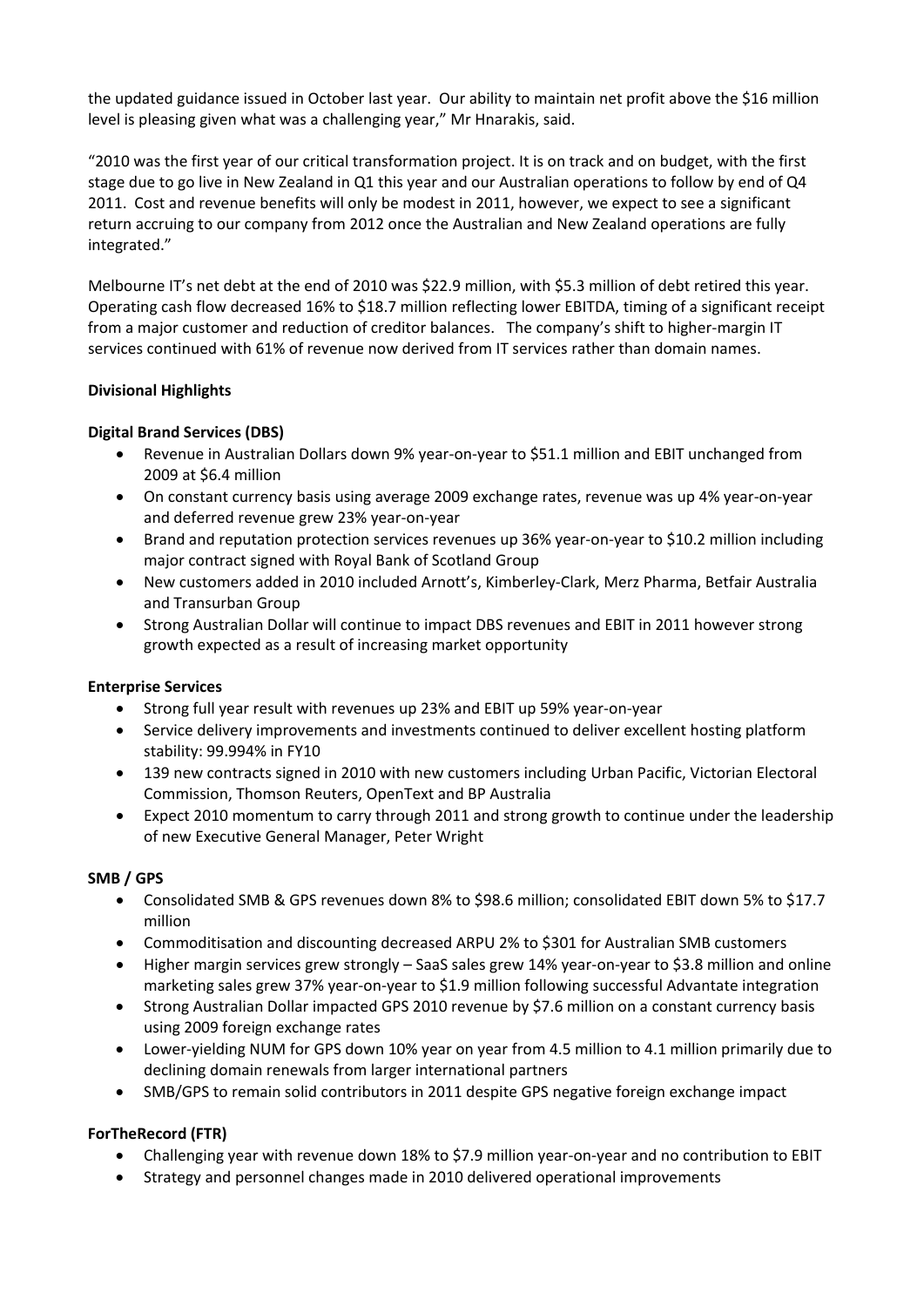the updated guidance issued in October last year. Our ability to maintain net profit above the $16 million level is pleasing given what was a challenging year," Mr Hnarakis, said.

"2010 was the first year of our critical transformation project. It is on track and on budget, with the first stage due to go live in New Zealand in Q1 this year and our Australian operations to follow by end of Q4 2011. Cost and revenue benefits will only be modest in 2011, however, we expect to see a significant return accruing to our company from 2012 once the Australian and New Zealand operations are fully integrated."

Melbourne IT's net debt at the end of 2010 was $22.9 million, with $5.3 million of debt retired this year. Operating cash flow decreased 16% to $18.7 million reflecting lower EBITDA, timing of a significant receipt from a major customer and reduction of creditor balances. The company's shift to higher-margin IT services continued with 61% of revenue now derived from IT services rather than domain names.

**Divisional Highlights**

**Digital Brand Services (DBS)**

- Revenue in Australian Dollars down 9% year-on-year to $51.1 million and EBIT unchanged from 2009 at $6.4 million
- On constant currency basis using average 2009 exchange rates, revenue was up 4% year-on-year and deferred revenue grew 23% year-on-year
- Brand and reputation protection services revenues up 36% year-on-year to $10.2 million including major contract signed with Royal Bank of Scotland Group
- New customers added in 2010 included Arnott's, Kimberley-Clark, Merz Pharma, Betfair Australia and Transurban Group
- Strong Australian Dollar will continue to impact DBS revenues and EBIT in 2011 however strong growth expected as a result of increasing market opportunity

**Enterprise Services**

- Strong full year result with revenues up 23% and EBIT up 59% year-on-year
- Service delivery improvements and investments continued to deliver excellent hosting platform stability: 99.994% in FY10
- 139 new contracts signed in 2010 with new customers including Urban Pacific, Victorian Electoral Commission, Thomson Reuters, OpenText and BP Australia
- Expect 2010 momentum to carry through 2011 and strong growth to continue under the leadership of new Executive General Manager, Peter Wright

**SMB / GPS**

- Consolidated SMB & GPS revenues down 8% to $98.6 million; consolidated EBIT down 5% to $17.7 million
- Commoditisation and discounting decreased ARPU 2% to $301 for Australian SMB customers
- Higher margin services grew strongly – SaaS sales grew 14% year-on-year to $3.8 million and online marketing sales grew 37% year-on-year to $1.9 million following successful Advantate integration
- Strong Australian Dollar impacted GPS 2010 revenue by $7.6 million on a constant currency basis using 2009 foreign exchange rates
- Lower-yielding NUM for GPS down 10% year on year from 4.5 million to 4.1 million primarily due to declining domain renewals from larger international partners
- SMB/GPS to remain solid contributors in 2011 despite GPS negative foreign exchange impact

**ForTheRecord (FTR)**

- Challenging year with revenue down 18% to $7.9 million year-on-year and no contribution to EBIT
- Strategy and personnel changes made in 2010 delivered operational improvements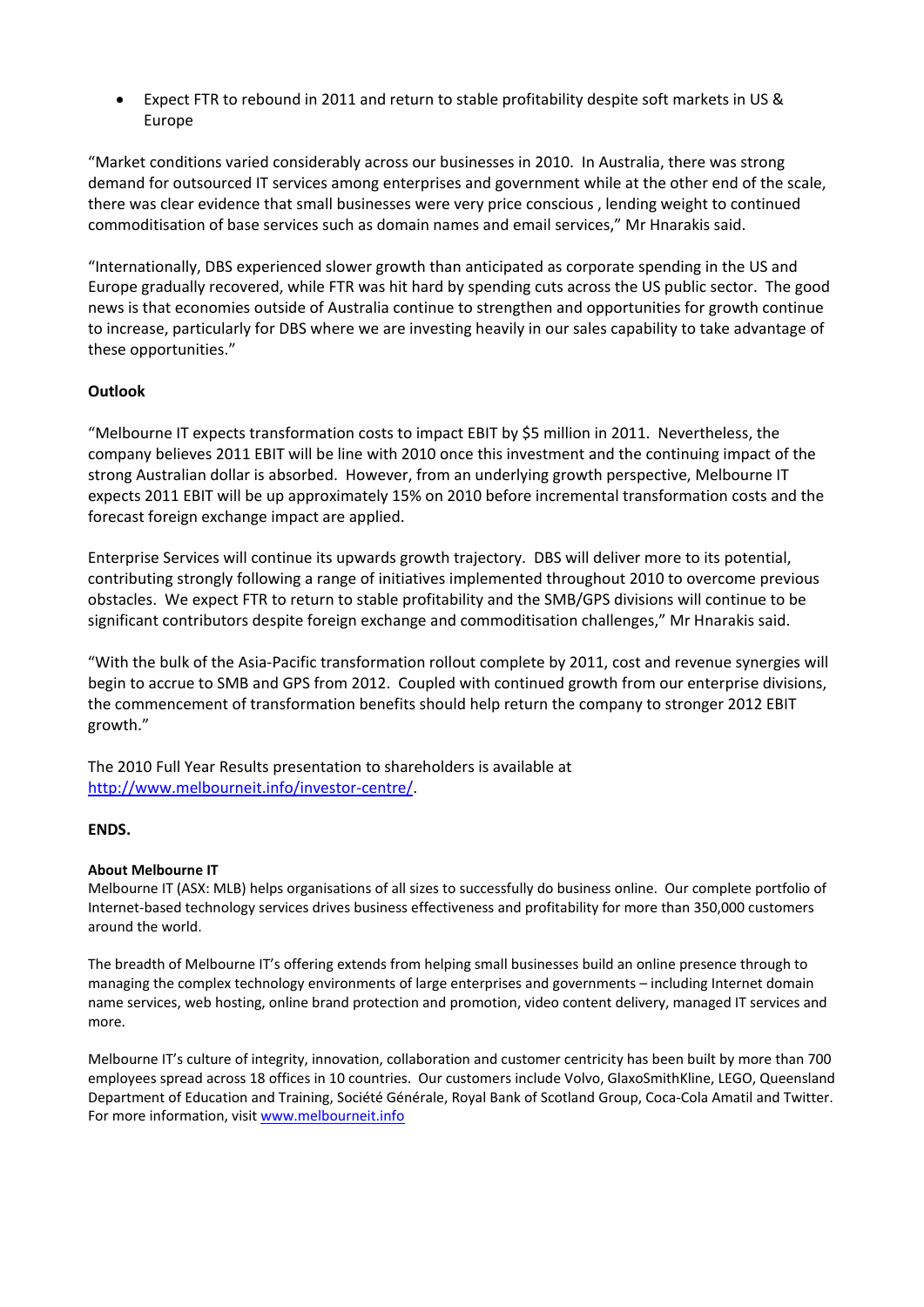- Expect FTR to rebound in 2011 and return to stable profitability despite soft markets in US & Europe

"Market conditions varied considerably across our businesses in 2010. In Australia, there was strong demand for outsourced IT services among enterprises and government while at the other end of the scale, there was clear evidence that small businesses were very price conscious , lending weight to continued commoditisation of base services such as domain names and email services," Mr Hnarakis said.

"Internationally, DBS experienced slower growth than anticipated as corporate spending in the US and Europe gradually recovered, while FTR was hit hard by spending cuts across the US public sector. The good news is that economies outside of Australia continue to strengthen and opportunities for growth continue to increase, particularly for DBS where we are investing heavily in our sales capability to take advantage of these opportunities."

**Outlook**

"Melbourne IT expects transformation costs to impact EBIT by $5 million in 2011. Nevertheless, the company believes 2011 EBIT will be line with 2010 once this investment and the continuing impact of the strong Australian dollar is absorbed. However, from an underlying growth perspective, Melbourne IT expects 2011 EBIT will be up approximately 15% on 2010 before incremental transformation costs and the forecast foreign exchange impact are applied.

Enterprise Services will continue its upwards growth trajectory. DBS will deliver more to its potential, contributing strongly following a range of initiatives implemented throughout 2010 to overcome previous obstacles. We expect FTR to return to stable profitability and the SMB/GPS divisions will continue to be significant contributors despite foreign exchange and commoditisation challenges," Mr Hnarakis said.

"With the bulk of the Asia-Pacific transformation rollout complete by 2011, cost and revenue synergies will begin to accrue to SMB and GPS from 2012. Coupled with continued growth from our enterprise divisions, the commencement of transformation benefits should help return the company to stronger 2012 EBIT growth."

The 2010 Full Year Results presentation to shareholders is available at [http://www.melbourneit.info/investor-centre/](http://www.melbourneit.info/investor-centre/).

**ENDS.**

**About Melbourne IT**

Melbourne IT (ASX: MLB) helps organisations of all sizes to successfully do business online. Our complete portfolio of Internet-based technology services drives business effectiveness and profitability for more than 350,000 customers around the world.

The breadth of Melbourne IT's offering extends from helping small businesses build an online presence through to managing the complex technology environments of large enterprises and governments – including Internet domain name services, web hosting, online brand protection and promotion, video content delivery, managed IT services and more.

Melbourne IT's culture of integrity, innovation, collaboration and customer centricity has been built by more than 700 employees spread across 18 offices in 10 countries. Our customers include Volvo, GlaxoSmithKline, LEGO, Queensland Department of Education and Training, Société Générale, Royal Bank of Scotland Group, Coca-Cola Amatil and Twitter. For more information, visit [www.melbourneit.info](http://www.melbourneit.info)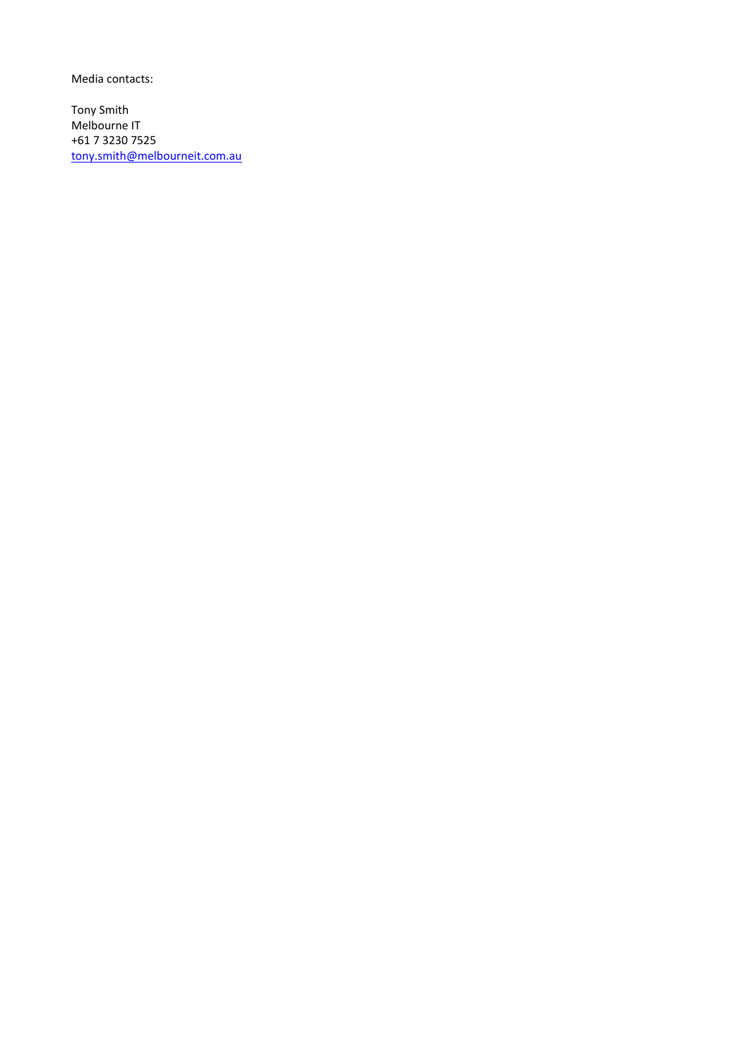Media contacts:

Tony Smith
Melbourne IT
+61 7 3230 7525
tony.smith@melbourneit.com.au